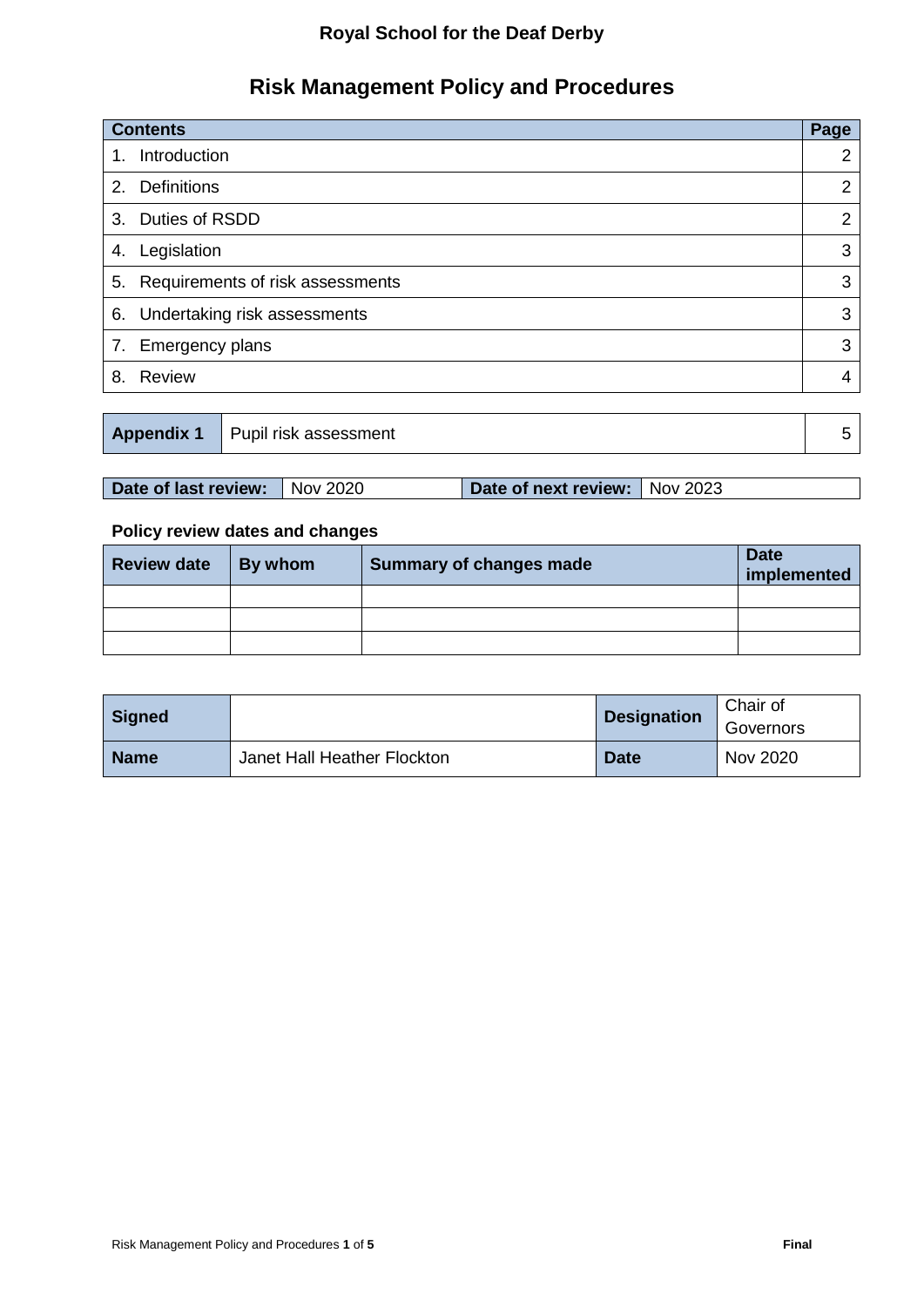**Royal School for the Deaf Derby**

# Risk Management Policy and Procedures

| Contents | Page |
|---|---|
| 1. Introduction | 2 |
| 2. Definitions | 2 |
| 3. Duties of RSDD | 2 |
| 4. Legislation | 3 |
| 5. Requirements of risk assessments | 3 |
| 6. Undertaking risk assessments | 3 |
| 7. Emergency plans | 3 |
| 8. Review | 4 |

| **Appendix 1** | Pupil risk assessment | 5 |
|---|---|---|

| **Date of last review:** | Nov 2020 | **Date of next review:** | Nov 2023 |
|---|---|---|---|

**Policy review dates and changes**

| Review date | By whom | Summary of changes made | Date implemented |
|---|---|---|---|
| | | | |
| | | | |
| | | | |

| **Signed** | | **Designation** | Chair of Governors |
|---|---|---|---|
| **Name** | Janet Hall Heather Flockton | **Date** | Nov 2020 |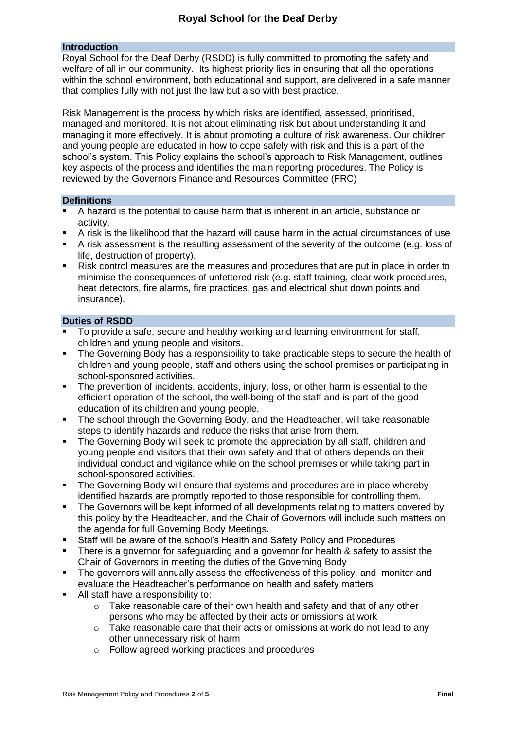## Introduction

Royal School for the Deaf Derby (RSDD) is fully committed to promoting the safety and welfare of all in our community. Its highest priority lies in ensuring that all the operations within the school environment, both educational and support, are delivered in a safe manner that complies fully with not just the law but also with best practice.

Risk Management is the process by which risks are identified, assessed, prioritised, managed and monitored. It is not about eliminating risk but about understanding it and managing it more effectively. It is about promoting a culture of risk awareness. Our children and young people are educated in how to cope safely with risk and this is a part of the school's system. This Policy explains the school's approach to Risk Management, outlines key aspects of the process and identifies the main reporting procedures. The Policy is reviewed by the Governors Finance and Resources Committee (FRC)

## Definitions

- A hazard is the potential to cause harm that is inherent in an article, substance or activity.
- A risk is the likelihood that the hazard will cause harm in the actual circumstances of use
- A risk assessment is the resulting assessment of the severity of the outcome (e.g. loss of life, destruction of property).
- Risk control measures are the measures and procedures that are put in place in order to minimise the consequences of unfettered risk (e.g. staff training, clear work procedures, heat detectors, fire alarms, fire practices, gas and electrical shut down points and insurance).

## Duties of RSDD

- To provide a safe, secure and healthy working and learning environment for staff, children and young people and visitors.
- The Governing Body has a responsibility to take practicable steps to secure the health of children and young people, staff and others using the school premises or participating in school-sponsored activities.
- The prevention of incidents, accidents, injury, loss, or other harm is essential to the efficient operation of the school, the well-being of the staff and is part of the good education of its children and young people.
- The school through the Governing Body, and the Headteacher, will take reasonable steps to identify hazards and reduce the risks that arise from them.
- The Governing Body will seek to promote the appreciation by all staff, children and young people and visitors that their own safety and that of others depends on their individual conduct and vigilance while on the school premises or while taking part in school-sponsored activities.
- The Governing Body will ensure that systems and procedures are in place whereby identified hazards are promptly reported to those responsible for controlling them.
- The Governors will be kept informed of all developments relating to matters covered by this policy by the Headteacher, and the Chair of Governors will include such matters on the agenda for full Governing Body Meetings.
- Staff will be aware of the school's Health and Safety Policy and Procedures
- There is a governor for safeguarding and a governor for health & safety to assist the Chair of Governors in meeting the duties of the Governing Body
- The governors will annually assess the effectiveness of this policy, and monitor and evaluate the Headteacher's performance on health and safety matters
- All staff have a responsibility to:
  - Take reasonable care of their own health and safety and that of any other persons who may be affected by their acts or omissions at work
  - Take reasonable care that their acts or omissions at work do not lead to any other unnecessary risk of harm
  - Follow agreed working practices and procedures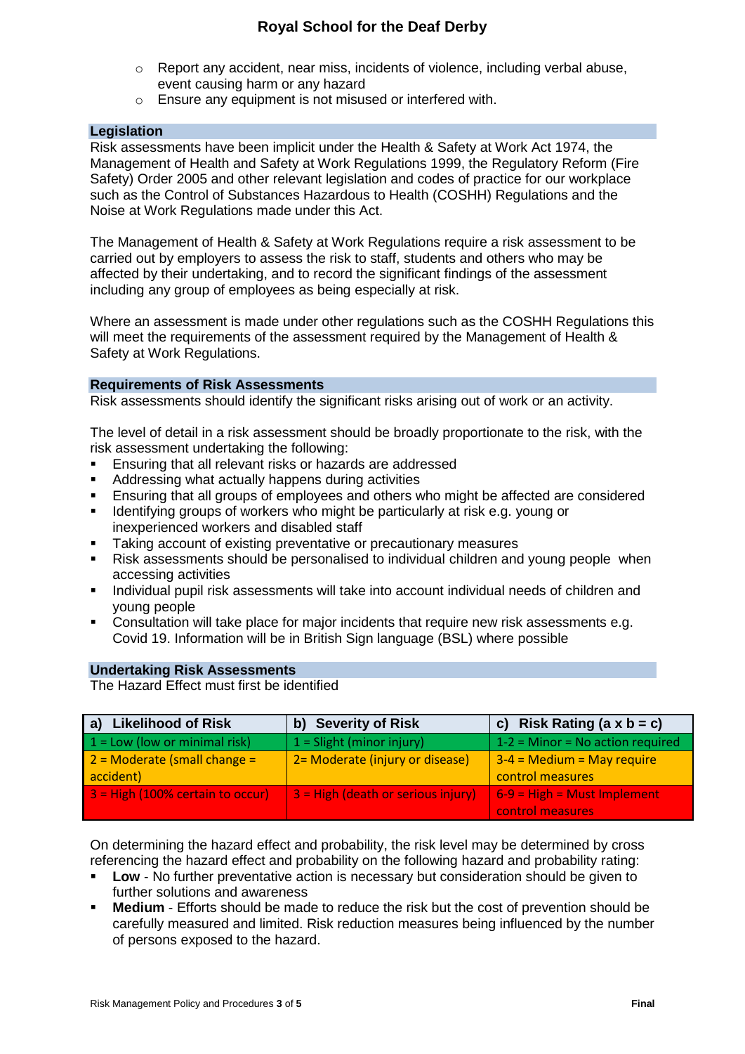- Report any accident, near miss, incidents of violence, including verbal abuse, event causing harm or any hazard
- Ensure any equipment is not misused or interfered with.

## Legislation

Risk assessments have been implicit under the Health & Safety at Work Act 1974, the Management of Health and Safety at Work Regulations 1999, the Regulatory Reform (Fire Safety) Order 2005 and other relevant legislation and codes of practice for our workplace such as the Control of Substances Hazardous to Health (COSHH) Regulations and the Noise at Work Regulations made under this Act.

The Management of Health & Safety at Work Regulations require a risk assessment to be carried out by employers to assess the risk to staff, students and others who may be affected by their undertaking, and to record the significant findings of the assessment including any group of employees as being especially at risk.

Where an assessment is made under other regulations such as the COSHH Regulations this will meet the requirements of the assessment required by the Management of Health & Safety at Work Regulations.

## Requirements of Risk Assessments

Risk assessments should identify the significant risks arising out of work or an activity.

The level of detail in a risk assessment should be broadly proportionate to the risk, with the risk assessment undertaking the following:

- Ensuring that all relevant risks or hazards are addressed
- Addressing what actually happens during activities
- Ensuring that all groups of employees and others who might be affected are considered
- Identifying groups of workers who might be particularly at risk e.g. young or inexperienced workers and disabled staff
- Taking account of existing preventative or precautionary measures
- Risk assessments should be personalised to individual children and young people when accessing activities
- Individual pupil risk assessments will take into account individual needs of children and young people
- Consultation will take place for major incidents that require new risk assessments e.g. Covid 19. Information will be in British Sign language (BSL) where possible

## Undertaking Risk Assessments

The Hazard Effect must first be identified

| a) Likelihood of Risk | b) Severity of Risk | c) Risk Rating (a x b = c) |
|---|---|---|
| 1 = Low (low or minimal risk) | 1 = Slight (minor injury) | 1-2 = Minor = No action required |
| 2 = Moderate (small change = accident) | 2= Moderate (injury or disease) | 3-4 = Medium = May require control measures |
| 3 = High (100% certain to occur) | 3 = High (death or serious injury) | 6-9 = High = Must Implement control measures |

On determining the hazard effect and probability, the risk level may be determined by cross referencing the hazard effect and probability on the following hazard and probability rating:

- **Low** - No further preventative action is necessary but consideration should be given to further solutions and awareness
- **Medium** - Efforts should be made to reduce the risk but the cost of prevention should be carefully measured and limited. Risk reduction measures being influenced by the number of persons exposed to the hazard.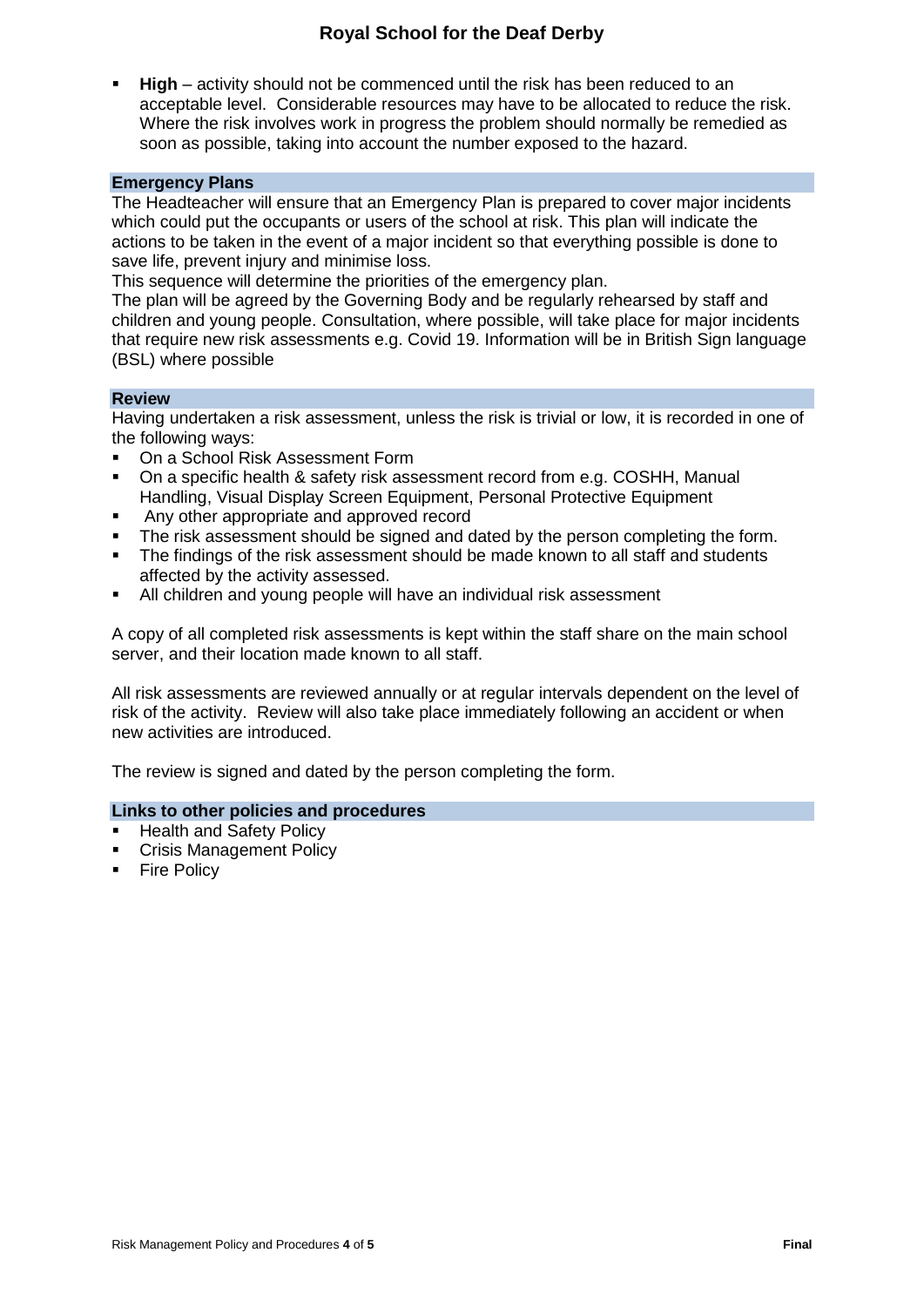- **High** – activity should not be commenced until the risk has been reduced to an acceptable level. Considerable resources may have to be allocated to reduce the risk. Where the risk involves work in progress the problem should normally be remedied as soon as possible, taking into account the number exposed to the hazard.

## Emergency Plans

The Headteacher will ensure that an Emergency Plan is prepared to cover major incidents which could put the occupants or users of the school at risk. This plan will indicate the actions to be taken in the event of a major incident so that everything possible is done to save life, prevent injury and minimise loss.

This sequence will determine the priorities of the emergency plan.

The plan will be agreed by the Governing Body and be regularly rehearsed by staff and children and young people. Consultation, where possible, will take place for major incidents that require new risk assessments e.g. Covid 19. Information will be in British Sign language (BSL) where possible

## Review

Having undertaken a risk assessment, unless the risk is trivial or low, it is recorded in one of the following ways:

- On a School Risk Assessment Form
- On a specific health & safety risk assessment record from e.g. COSHH, Manual Handling, Visual Display Screen Equipment, Personal Protective Equipment
- Any other appropriate and approved record
- The risk assessment should be signed and dated by the person completing the form.
- The findings of the risk assessment should be made known to all staff and students affected by the activity assessed.
- All children and young people will have an individual risk assessment

A copy of all completed risk assessments is kept within the staff share on the main school server, and their location made known to all staff.

All risk assessments are reviewed annually or at regular intervals dependent on the level of risk of the activity. Review will also take place immediately following an accident or when new activities are introduced.

The review is signed and dated by the person completing the form.

## Links to other policies and procedures

- Health and Safety Policy
- Crisis Management Policy
- Fire Policy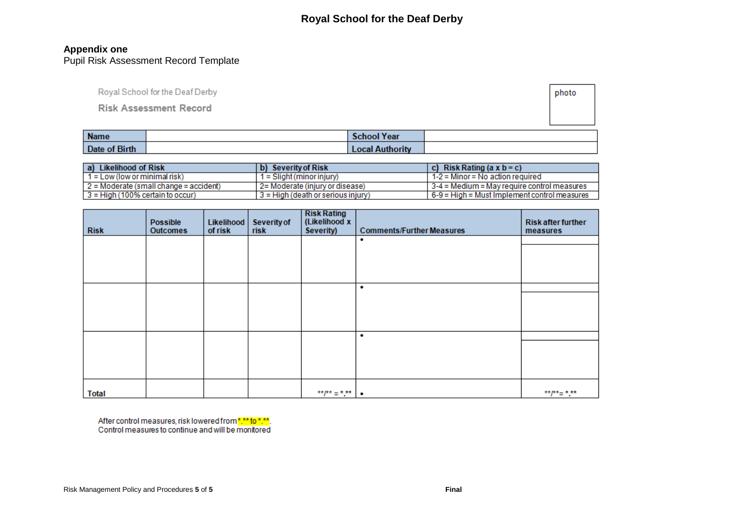# Royal School for the Deaf Derby

**Appendix one**
Pupil Risk Assessment Record Template

Royal School for the Deaf Derby

**Risk Assessment Record**

photo

| | | | |
|---|---|---|---|
| **Name** | | **School Year** | |
| **Date of Birth** | | **Local Authority** | |

| a) Likelihood of Risk | b) Severity of Risk | c) Risk Rating (a x b = c) |
|---|---|---|
| 1 = Low (low or minimal risk) | 1 = Slight (minor injury) | 1-2 = Minor = No action required |
| 2 = Moderate (small change = accident) | 2= Moderate (injury or disease) | 3-4 = Medium = May require control measures |
| 3 = High (100% certain to occur) | 3 = High (death or serious injury) | 6-9 = High = Must Implement control measures |

| Risk | Possible Outcomes | Likelihood of risk | Severity of risk | Risk Rating (Likelihood x Severity) | Comments/Further Measures | Risk after further measures |
|---|---|---|---|---|---|---|
| | | | | | • | |
| | | | | | • | |
| | | | | | • | |
| **Total** | | | | **/** = *.** | • | **/**= *.** |

After control measures, risk lowered from *.** to *.**.
Control measures to continue and will be monitored

Risk Management Policy and Procedures **Final**